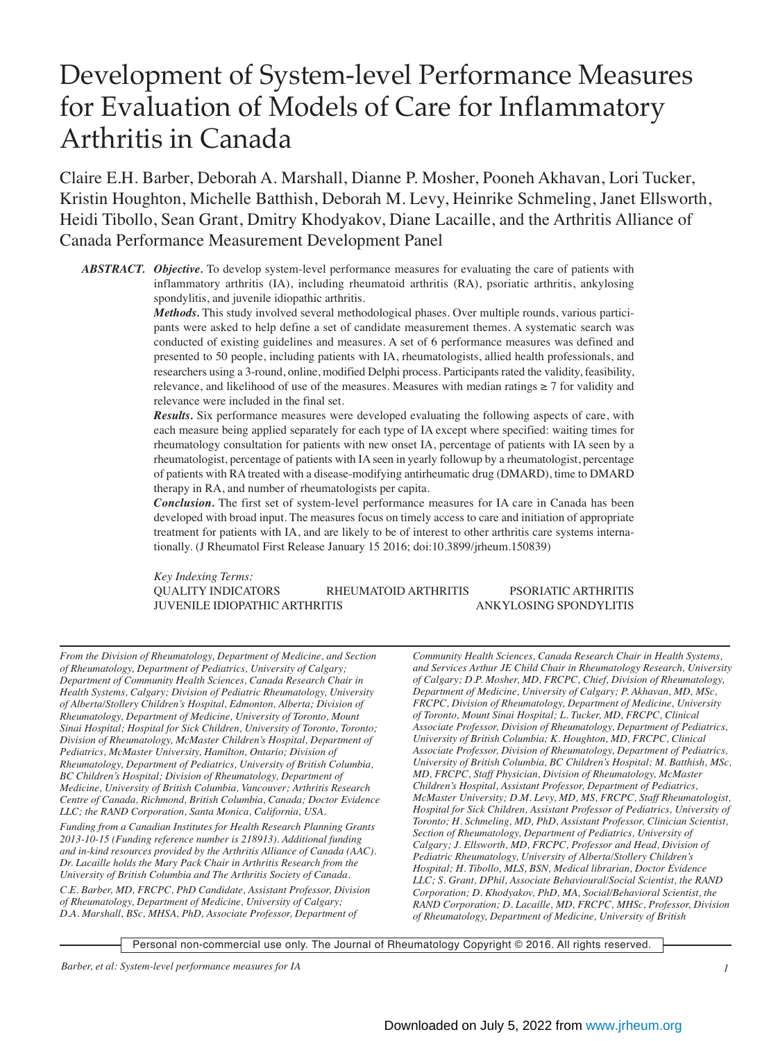# Development of System-level Performance Measures for Evaluation of Models of Care for Inflammatory Arthritis in Canada

Claire E.H. Barber, Deborah A. Marshall, Dianne P. Mosher, Pooneh Akhavan, Lori Tucker, Kristin Houghton, Michelle Batthish, Deborah M. Levy, Heinrike Schmeling, Janet Ellsworth, Heidi Tibollo, Sean Grant, Dmitry Khodyakov, Diane Lacaille, and the Arthritis Alliance of Canada Performance Measurement Development Panel

***ABSTRACT.*** ***Objective.*** To develop system-level performance measures for evaluating the care of patients with inflammatory arthritis (IA), including rheumatoid arthritis (RA), psoriatic arthritis, ankylosing spondylitis, and juvenile idiopathic arthritis.

***Methods.*** This study involved several methodological phases. Over multiple rounds, various participants were asked to help define a set of candidate measurement themes. A systematic search was conducted of existing guidelines and measures. A set of 6 performance measures was defined and presented to 50 people, including patients with IA, rheumatologists, allied health professionals, and researchers using a 3-round, online, modified Delphi process. Participants rated the validity, feasibility, relevance, and likelihood of use of the measures. Measures with median ratings ≥ 7 for validity and relevance were included in the final set.

***Results.*** Six performance measures were developed evaluating the following aspects of care, with each measure being applied separately for each type of IA except where specified: waiting times for rheumatology consultation for patients with new onset IA, percentage of patients with IA seen by a rheumatologist, percentage of patients with IA seen in yearly followup by a rheumatologist, percentage of patients with RA treated with a disease-modifying antirheumatic drug (DMARD), time to DMARD therapy in RA, and number of rheumatologists per capita.

***Conclusion.*** The first set of system-level performance measures for IA care in Canada has been developed with broad input. The measures focus on timely access to care and initiation of appropriate treatment for patients with IA, and are likely to be of interest to other arthritis care systems internationally. (J Rheumatol First Release January 15 2016; doi:10.3899/jrheum.150839)

*Key Indexing Terms:*
QUALITY INDICATORS RHEUMATOID ARTHRITIS PSORIATIC ARTHRITIS
JUVENILE IDIOPATHIC ARTHRITIS ANKYLOSING SPONDYLITIS

*From the Division of Rheumatology, Department of Medicine, and Section of Rheumatology, Department of Pediatrics, University of Calgary; Department of Community Health Sciences, Canada Research Chair in Health Systems, Calgary; Division of Pediatric Rheumatology, University of Alberta/Stollery Children's Hospital, Edmonton, Alberta; Division of Rheumatology, Department of Medicine, University of Toronto, Mount Sinai Hospital; Hospital for Sick Children, University of Toronto, Toronto; Division of Rheumatology, McMaster Children's Hospital, Department of Pediatrics, McMaster University, Hamilton, Ontario; Division of Rheumatology, Department of Pediatrics, University of British Columbia, BC Children's Hospital; Division of Rheumatology, Department of Medicine, University of British Columbia, Vancouver; Arthritis Research Centre of Canada, Richmond, British Columbia, Canada; Doctor Evidence LLC; the RAND Corporation, Santa Monica, California, USA.*

*Funding from a Canadian Institutes for Health Research Planning Grants 2013-10-15 (Funding reference number is 218913). Additional funding and in-kind resources provided by the Arthritis Alliance of Canada (AAC). Dr. Lacaille holds the Mary Pack Chair in Arthritis Research from the University of British Columbia and The Arthritis Society of Canada.*

*C.E. Barber, MD, FRCPC, PhD Candidate, Assistant Professor, Division of Rheumatology, Department of Medicine, University of Calgary; D.A. Marshall, BSc, MHSA, PhD, Associate Professor, Department of Community Health Sciences, Canada Research Chair in Health Systems, and Services Arthur JE Child Chair in Rheumatology Research, University of Calgary; D.P. Mosher, MD, FRCPC, Chief, Division of Rheumatology, Department of Medicine, University of Calgary; P. Akhavan, MD, MSc, FRCPC, Division of Rheumatology, Department of Medicine, University of Toronto, Mount Sinai Hospital; L. Tucker, MD, FRCPC, Clinical Associate Professor, Division of Rheumatology, Department of Pediatrics, University of British Columbia; K. Houghton, MD, FRCPC, Clinical Associate Professor, Division of Rheumatology, Department of Pediatrics, University of British Columbia, BC Children's Hospital; M. Batthish, MSc, MD, FRCPC, Staff Physician, Division of Rheumatology, McMaster Children's Hospital, Assistant Professor, Department of Pediatrics, McMaster University; D.M. Levy, MD, MS, FRCPC, Staff Rheumatologist, Hospital for Sick Children, Assistant Professor of Pediatrics, University of Toronto; H. Schmeling, MD, PhD, Assistant Professor, Clinician Scientist, Section of Rheumatology, Department of Pediatrics, University of Calgary; J. Ellsworth, MD, FRCPC, Professor and Head, Division of Pediatric Rheumatology, University of Alberta/Stollery Children's Hospital; H. Tibollo, MLS, BSN, Medical librarian, Doctor Evidence LLC; S. Grant, DPhil, Associate Behavioural/Social Scientist, the RAND Corporation; D. Khodyakov, PhD, MA, Social/Behavioral Scientist, the RAND Corporation; D. Lacaille, MD, FRCPC, MHSc, Professor, Division of Rheumatology, Department of Medicine, University of British*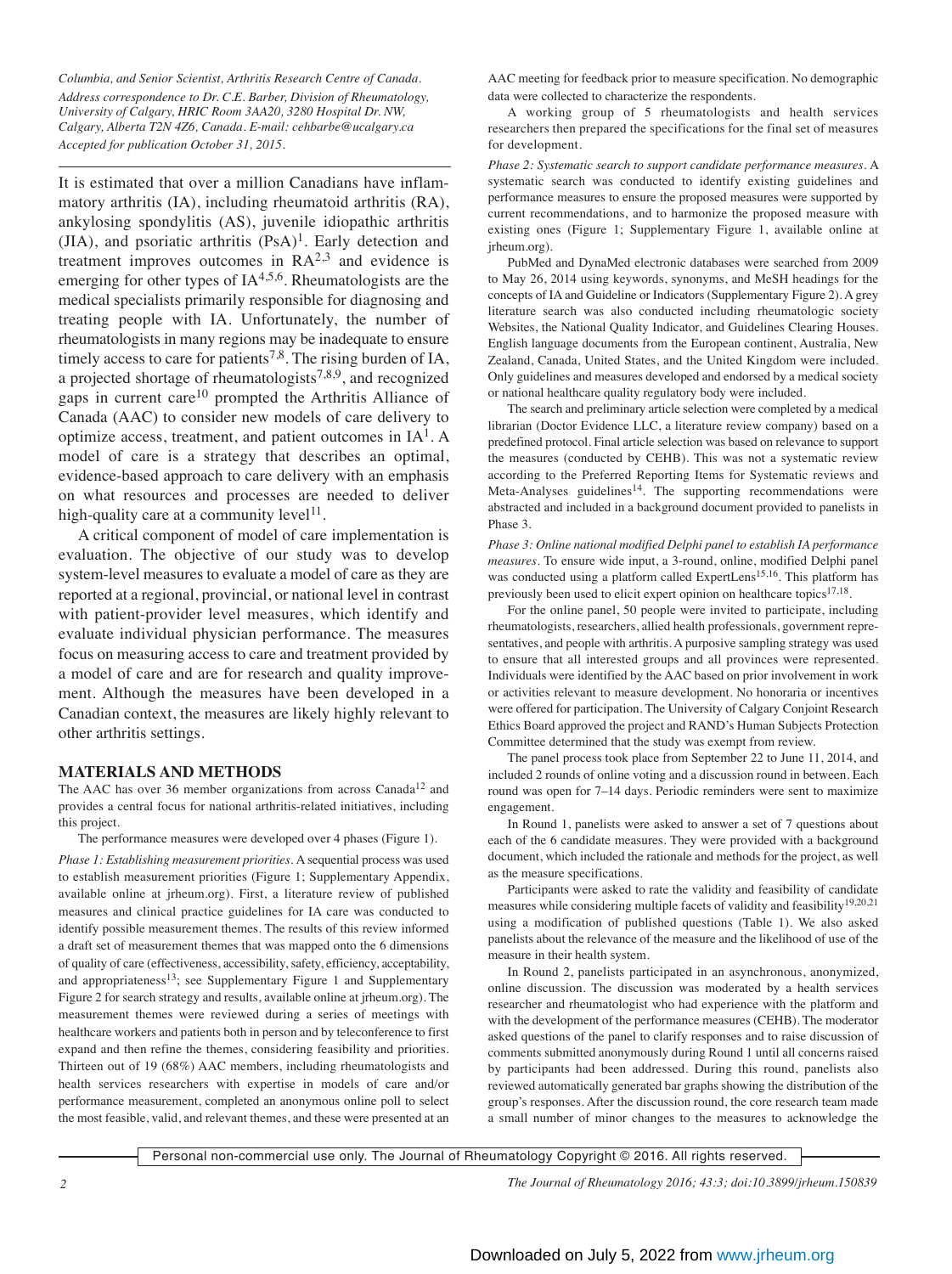*Columbia, and Senior Scientist, Arthritis Research Centre of Canada.*

*Address correspondence to Dr. C.E. Barber, Division of Rheumatology, University of Calgary, HRIC Room 3AA20, 3280 Hospital Dr. NW, Calgary, Alberta T2N 4Z6, Canada. E-mail: cehbarbe@ucalgary.ca*

*Accepted for publication October 31, 2015.*

It is estimated that over a million Canadians have inflammatory arthritis (IA), including rheumatoid arthritis (RA), ankylosing spondylitis (AS), juvenile idiopathic arthritis (JIA), and psoriatic arthritis (PsA)[1]. Early detection and treatment improves outcomes in RA[2,3] and evidence is emerging for other types of IA[4,5,6]. Rheumatologists are the medical specialists primarily responsible for diagnosing and treating people with IA. Unfortunately, the number of rheumatologists in many regions may be inadequate to ensure timely access to care for patients[7,8]. The rising burden of IA, a projected shortage of rheumatologists[7,8,9], and recognized gaps in current care[10] prompted the Arthritis Alliance of Canada (AAC) to consider new models of care delivery to optimize access, treatment, and patient outcomes in IA[1]. A model of care is a strategy that describes an optimal, evidence-based approach to care delivery with an emphasis on what resources and processes are needed to deliver high-quality care at a community level[11].

A critical component of model of care implementation is evaluation. The objective of our study was to develop system-level measures to evaluate a model of care as they are reported at a regional, provincial, or national level in contrast with patient-provider level measures, which identify and evaluate individual physician performance. The measures focus on measuring access to care and treatment provided by a model of care and are for research and quality improvement. Although the measures have been developed in a Canadian context, the measures are likely highly relevant to other arthritis settings.

## MATERIALS AND METHODS

The AAC has over 36 member organizations from across Canada[12] and provides a central focus for national arthritis-related initiatives, including this project.

The performance measures were developed over 4 phases (Figure 1).

*Phase 1: Establishing measurement priorities.* A sequential process was used to establish measurement priorities (Figure 1; Supplementary Appendix, available online at jrheum.org). First, a literature review of published measures and clinical practice guidelines for IA care was conducted to identify possible measurement themes. The results of this review informed a draft set of measurement themes that was mapped onto the 6 dimensions of quality of care (effectiveness, accessibility, safety, efficiency, acceptability, and appropriateness[13]; see Supplementary Figure 1 and Supplementary Figure 2 for search strategy and results, available online at jrheum.org). The measurement themes were reviewed during a series of meetings with healthcare workers and patients both in person and by teleconference to first expand and then refine the themes, considering feasibility and priorities. Thirteen out of 19 (68%) AAC members, including rheumatologists and health services researchers with expertise in models of care and/or performance measurement, completed an anonymous online poll to select the most feasible, valid, and relevant themes, and these were presented at an AAC meeting for feedback prior to measure specification. No demographic data were collected to characterize the respondents.

A working group of 5 rheumatologists and health services researchers then prepared the specifications for the final set of measures for development.

*Phase 2: Systematic search to support candidate performance measures.* A systematic search was conducted to identify existing guidelines and performance measures to ensure the proposed measures were supported by current recommendations, and to harmonize the proposed measure with existing ones (Figure 1; Supplementary Figure 1, available online at jrheum.org).

PubMed and DynaMed electronic databases were searched from 2009 to May 26, 2014 using keywords, synonyms, and MeSH headings for the concepts of IA and Guideline or Indicators (Supplementary Figure 2). A grey literature search was also conducted including rheumatologic society Websites, the National Quality Indicator, and Guidelines Clearing Houses. English language documents from the European continent, Australia, New Zealand, Canada, United States, and the United Kingdom were included. Only guidelines and measures developed and endorsed by a medical society or national healthcare quality regulatory body were included.

The search and preliminary article selection were completed by a medical librarian (Doctor Evidence LLC, a literature review company) based on a predefined protocol. Final article selection was based on relevance to support the measures (conducted by CEHB). This was not a systematic review according to the Preferred Reporting Items for Systematic reviews and Meta-Analyses guidelines[14]. The supporting recommendations were abstracted and included in a background document provided to panelists in Phase 3.

*Phase 3: Online national modified Delphi panel to establish IA performance measures.* To ensure wide input, a 3-round, online, modified Delphi panel was conducted using a platform called ExpertLens[15,16]. This platform has previously been used to elicit expert opinion on healthcare topics[17,18].

For the online panel, 50 people were invited to participate, including rheumatologists, researchers, allied health professionals, government representatives, and people with arthritis. A purposive sampling strategy was used to ensure that all interested groups and all provinces were represented. Individuals were identified by the AAC based on prior involvement in work or activities relevant to measure development. No honoraria or incentives were offered for participation. The University of Calgary Conjoint Research Ethics Board approved the project and RAND's Human Subjects Protection Committee determined that the study was exempt from review.

The panel process took place from September 22 to June 11, 2014, and included 2 rounds of online voting and a discussion round in between. Each round was open for 7–14 days. Periodic reminders were sent to maximize engagement.

In Round 1, panelists were asked to answer a set of 7 questions about each of the 6 candidate measures. They were provided with a background document, which included the rationale and methods for the project, as well as the measure specifications.

Participants were asked to rate the validity and feasibility of candidate measures while considering multiple facets of validity and feasibility[19,20,21] using a modification of published questions (Table 1). We also asked panelists about the relevance of the measure and the likelihood of use of the measure in their health system.

In Round 2, panelists participated in an asynchronous, anonymized, online discussion. The discussion was moderated by a health services researcher and rheumatologist who had experience with the platform and with the development of the performance measures (CEHB). The moderator asked questions of the panel to clarify responses and to raise discussion of comments submitted anonymously during Round 1 until all concerns raised by participants had been addressed. During this round, panelists also reviewed automatically generated bar graphs showing the distribution of the group's responses. After the discussion round, the core research team made a small number of minor changes to the measures to acknowledge the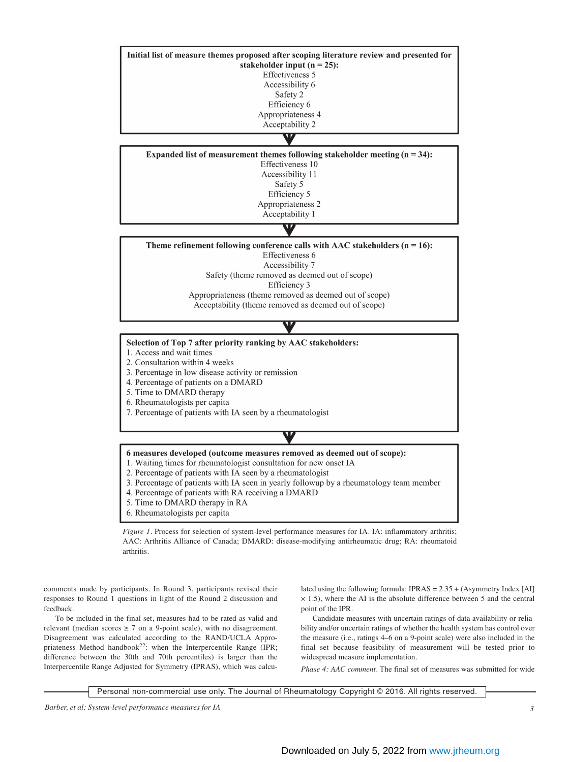**Initial list of measure themes proposed after scoping literature review and presented for stakeholder input (n = 25):**
Effectiveness 5
Accessibility 6
Safety 2
Efficiency 6
Appropriateness 4
Acceptability 2

**Expanded list of measurement themes following stakeholder meeting (n = 34):**
Effectiveness 10
Accessibility 11
Safety 5
Efficiency 5
Appropriateness 2
Acceptability 1

**Theme refinement following conference calls with AAC stakeholders (n = 16):**
Effectiveness 6
Accessibility 7
Safety (theme removed as deemed out of scope)
Efficiency 3
Appropriateness (theme removed as deemed out of scope)
Acceptability (theme removed as deemed out of scope)

**Selection of Top 7 after priority ranking by AAC stakeholders:**
1. Access and wait times
2. Consultation within 4 weeks
3. Percentage in low disease activity or remission
4. Percentage of patients on a DMARD
5. Time to DMARD therapy
6. Rheumatologists per capita
7. Percentage of patients with IA seen by a rheumatologist

**6 measures developed (outcome measures removed as deemed out of scope):**
1. Waiting times for rheumatologist consultation for new onset IA
2. Percentage of patients with IA seen by a rheumatologist
3. Percentage of patients with IA seen in yearly followup by a rheumatology team member
4. Percentage of patients with RA receiving a DMARD
5. Time to DMARD therapy in RA
6. Rheumatologists per capita

*Figure 1*. Process for selection of system-level performance measures for IA. IA: inflammatory arthritis; AAC: Arthritis Alliance of Canada; DMARD: disease-modifying antirheumatic drug; RA: rheumatoid arthritis.

comments made by participants. In Round 3, participants revised their responses to Round 1 questions in light of the Round 2 discussion and feedback.

To be included in the final set, measures had to be rated as valid and relevant (median scores ≥ 7 on a 9-point scale), with no disagreement. Disagreement was calculated according to the RAND/UCLA Appropriateness Method handbook[22]: when the Interpercentile Range (IPR; difference between the 30th and 70th percentiles) is larger than the Interpercentile Range Adjusted for Symmetry (IPRAS), which was calculated using the following formula: IPRAS = 2.35 + (Asymmetry Index [AI] × 1.5), where the AI is the absolute difference between 5 and the central point of the IPR.

Candidate measures with uncertain ratings of data availability or reliability and/or uncertain ratings of whether the health system has control over the measure (i.e., ratings 4–6 on a 9-point scale) were also included in the final set because feasibility of measurement will be tested prior to widespread measure implementation.

*Phase 4: AAC comment*. The final set of measures was submitted for wide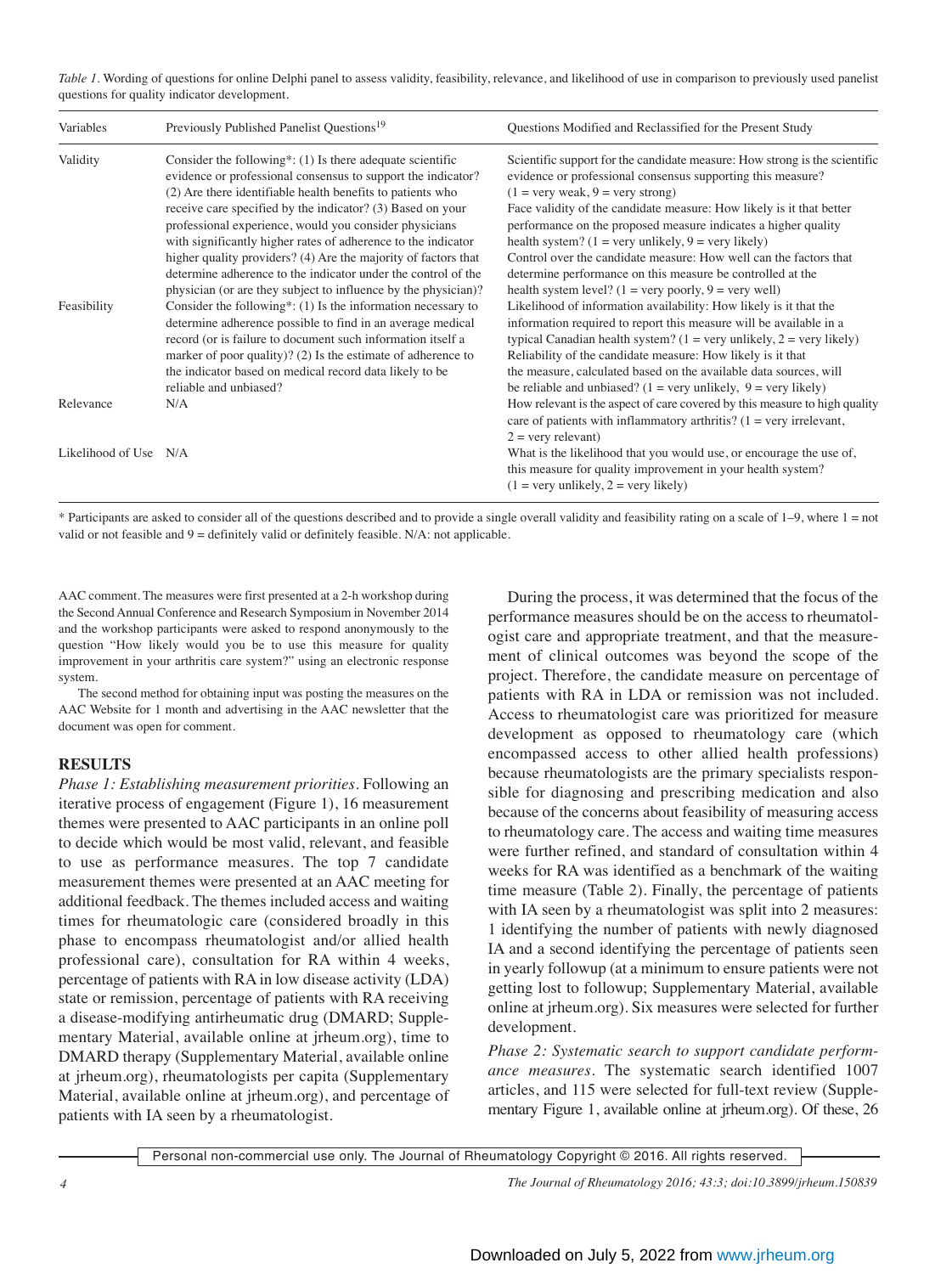*Table 1*. Wording of questions for online Delphi panel to assess validity, feasibility, relevance, and likelihood of use in comparison to previously used panelist questions for quality indicator development.

| Variables | Previously Published Panelist Questions[19] | Questions Modified and Reclassified for the Present Study |
|---|---|---|
| Validity | Consider the following*: (1) Is there adequate scientific evidence or professional consensus to support the indicator? (2) Are there identifiable health benefits to patients who receive care specified by the indicator? (3) Based on your professional experience, would you consider physicians with significantly higher rates of adherence to the indicator higher quality providers? (4) Are the majority of factors that determine adherence to the indicator under the control of the physician (or are they subject to influence by the physician)? | Scientific support for the candidate measure: How strong is the scientific evidence or professional consensus supporting this measure? (1 = very weak, 9 = very strong) Face validity of the candidate measure: How likely is it that better performance on the proposed measure indicates a higher quality health system? (1 = very unlikely, 9 = very likely) Control over the candidate measure: How well can the factors that determine performance on this measure be controlled at the health system level? (1 = very poorly, 9 = very well) |
| Feasibility | Consider the following*: (1) Is the information necessary to determine adherence possible to find in an average medical record (or is failure to document such information itself a marker of poor quality)? (2) Is the estimate of adherence to the indicator based on medical record data likely to be reliable and unbiased? | Likelihood of information availability: How likely is it that the information required to report this measure will be available in a typical Canadian health system? (1 = very unlikely, 9 = very likely) Reliability of the candidate measure: How likely is it that the measure, calculated based on the available data sources, will be reliable and unbiased? (1 = very unlikely, 9 = very likely) |
| Relevance | N/A | How relevant is the aspect of care covered by this measure to high quality care of patients with inflammatory arthritis? (1 = very irrelevant, 2 = very relevant) |
| Likelihood of Use | N/A | What is the likelihood that you would use, or encourage the use of, this measure for quality improvement in your health system? (1 = very unlikely, 2 = very likely) |

* Participants are asked to consider all of the questions described and to provide a single overall validity and feasibility rating on a scale of 1–9, where 1 = not valid or not feasible and 9 = definitely valid or definitely feasible. N/A: not applicable.

AAC comment. The measures were first presented at a 2-h workshop during the Second Annual Conference and Research Symposium in November 2014 and the workshop participants were asked to respond anonymously to the question "How likely would you be to use this measure for quality improvement in your arthritis care system?" using an electronic response system.

The second method for obtaining input was posting the measures on the AAC Website for 1 month and advertising in the AAC newsletter that the document was open for comment.

## RESULTS

*Phase 1: Establishing measurement priorities*. Following an iterative process of engagement (Figure 1), 16 measurement themes were presented to AAC participants in an online poll to decide which would be most valid, relevant, and feasible to use as performance measures. The top 7 candidate measurement themes were presented at an AAC meeting for additional feedback. The themes included access and waiting times for rheumatologic care (considered broadly in this phase to encompass rheumatologist and/or allied health professional care), consultation for RA within 4 weeks, percentage of patients with RA in low disease activity (LDA) state or remission, percentage of patients with RA receiving a disease-modifying antirheumatic drug (DMARD; Supplementary Material, available online at jrheum.org), time to DMARD therapy (Supplementary Material, available online at jrheum.org), rheumatologists per capita (Supplementary Material, available online at jrheum.org), and percentage of patients with IA seen by a rheumatologist.

During the process, it was determined that the focus of the performance measures should be on the access to rheumatologist care and appropriate treatment, and that the measurement of clinical outcomes was beyond the scope of the project. Therefore, the candidate measure on percentage of patients with RA in LDA or remission was not included. Access to rheumatologist care was prioritized for measure development as opposed to rheumatology care (which encompassed access to other allied health professions) because rheumatologists are the primary specialists responsible for diagnosing and prescribing medication and also because of the concerns about feasibility of measuring access to rheumatology care. The access and waiting time measures were further refined, and standard of consultation within 4 weeks for RA was identified as a benchmark of the waiting time measure (Table 2). Finally, the percentage of patients with IA seen by a rheumatologist was split into 2 measures: 1 identifying the number of patients with newly diagnosed IA and a second identifying the percentage of patients seen in yearly followup (at a minimum to ensure patients were not getting lost to followup; Supplementary Material, available online at jrheum.org). Six measures were selected for further development.

*Phase 2: Systematic search to support candidate performance measures*. The systematic search identified 1007 articles, and 115 were selected for full-text review (Supplementary Figure 1, available online at jrheum.org). Of these, 26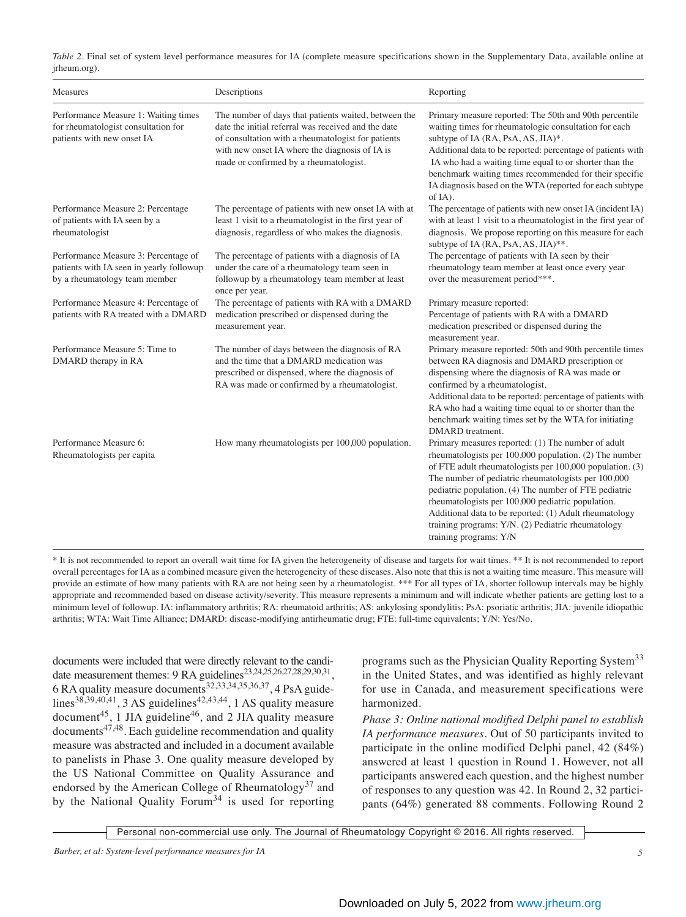*Table 2*. Final set of system level performance measures for IA (complete measure specifications shown in the Supplementary Data, available online at jrheum.org).

| Measures | Descriptions | Reporting |
|---|---|---|
| Performance Measure 1: Waiting times for rheumatologist consultation for patients with new onset IA | The number of days that patients waited, between the date the initial referral was received and the date of consultation with a rheumatologist for patients with new onset IA where the diagnosis of IA is made or confirmed by a rheumatologist. | Primary measure reported: The 50th and 90th percentile waiting times for rheumatologic consultation for each subtype of IA (RA, PsA, AS, JIA)*. Additional data to be reported: percentage of patients with IA who had a waiting time equal to or shorter than the benchmark waiting times recommended for their specific IA diagnosis based on the WTA (reported for each subtype of IA). |
| Performance Measure 2: Percentage of patients with IA seen by a rheumatologist | The percentage of patients with new onset IA with at least 1 visit to a rheumatologist in the first year of diagnosis, regardless of who makes the diagnosis. | The percentage of patients with new onset IA (incident IA) with at least 1 visit to a rheumatologist in the first year of diagnosis. We propose reporting on this measure for each subtype of IA (RA, PsA, AS, JIA)**. |
| Performance Measure 3: Percentage of patients with IA seen in yearly followup by a rheumatology team member | The percentage of patients with a diagnosis of IA under the care of a rheumatology team seen in followup by a rheumatology team member at least once per year. | The percentage of patients with IA seen by their rheumatology team member at least once every year over the measurement period***. |
| Performance Measure 4: Percentage of patients with RA treated with a DMARD | The percentage of patients with RA with a DMARD medication prescribed or dispensed during the measurement year. | Primary measure reported: Percentage of patients with RA with a DMARD medication prescribed or dispensed during the measurement year. |
| Performance Measure 5: Time to DMARD therapy in RA | The number of days between the diagnosis of RA and the time that a DMARD medication was prescribed or dispensed, where the diagnosis of RA was made or confirmed by a rheumatologist. | Primary measure reported: 50th and 90th percentile times between RA diagnosis and DMARD prescription or dispensing where the diagnosis of RA was made or confirmed by a rheumatologist. Additional data to be reported: percentage of patients with RA who had a waiting time equal to or shorter than the benchmark waiting times set by the WTA for initiating DMARD treatment. |
| Performance Measure 6: Rheumatologists per capita | How many rheumatologists per 100,000 population. | Primary measures reported: (1) The number of adult rheumatologists per 100,000 population. (2) The number of FTE adult rheumatologists per 100,000 population. (3) The number of pediatric rheumatologists per 100,000 pediatric population. (4) The number of FTE pediatric rheumatologists per 100,000 pediatric population. Additional data to be reported: (1) Adult rheumatology training programs: Y/N. (2) Pediatric rheumatology training programs: Y/N |

* It is not recommended to report an overall wait time for IA given the heterogeneity of disease and targets for wait times. ** It is not recommended to report overall percentages for IA as a combined measure given the heterogeneity of these diseases. Also note that this is not a waiting time measure. This measure will provide an estimate of how many patients with RA are not being seen by a rheumatologist. *** For all types of IA, shorter followup intervals may be highly appropriate and recommended based on disease activity/severity. This measure represents a minimum and will indicate whether patients are getting lost to a minimum level of followup. IA: inflammatory arthritis; RA: rheumatoid arthritis; AS: ankylosing spondylitis; PsA: psoriatic arthritis; JIA: juvenile idiopathic arthritis; WTA: Wait Time Alliance; DMARD: disease-modifying antirheumatic drug; FTE: full-time equivalents; Y/N: Yes/No.

documents were included that were directly relevant to the candidate measurement themes: 9 RA guidelines[23,24,25,26,27,28,29,30,31], 6 RA quality measure documents[32,33,34,35,36,37], 4 PsA guidelines[38,39,40,41], 3 AS guidelines[42,43,44], 1 AS quality measure document[45], 1 JIA guideline[46], and 2 JIA quality measure documents[47,48]. Each guideline recommendation and quality measure was abstracted and included in a document available to panelists in Phase 3. One quality measure developed by the US National Committee on Quality Assurance and endorsed by the American College of Rheumatology[37] and by the National Quality Forum[34] is used for reporting programs such as the Physician Quality Reporting System[33] in the United States, and was identified as highly relevant for use in Canada, and measurement specifications were harmonized.

*Phase 3: Online national modified Delphi panel to establish IA performance measures*. Out of 50 participants invited to participate in the online modified Delphi panel, 42 (84%) answered at least 1 question in Round 1. However, not all participants answered each question, and the highest number of responses to any question was 42. In Round 2, 32 participants (64%) generated 88 comments. Following Round 2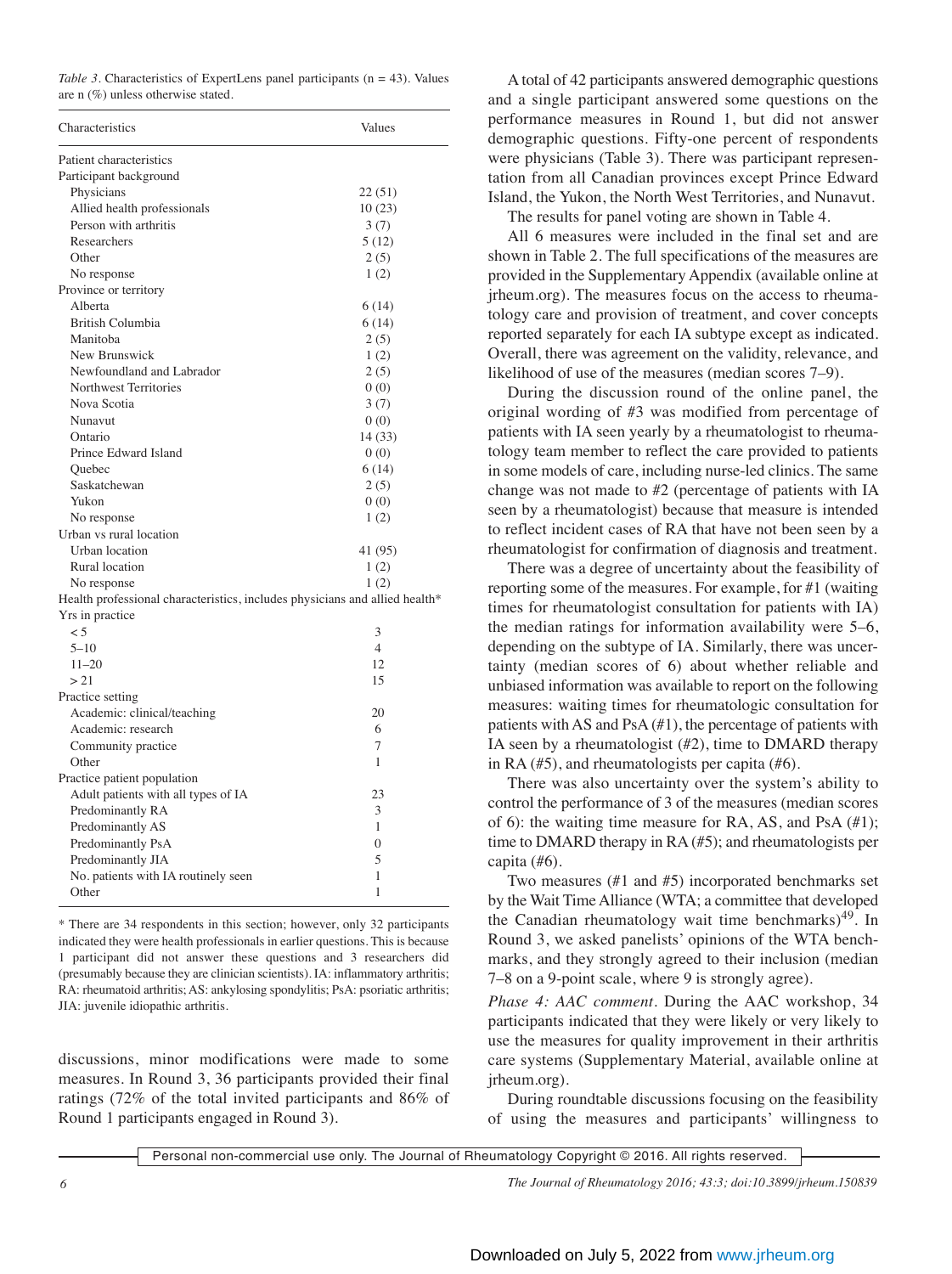*Table 3*. Characteristics of ExpertLens panel participants (n = 43). Values are n (%) unless otherwise stated.

| Characteristics | Values |
|---|---|
| Patient characteristics | |
| Participant background | |
| Physicians | 22 (51) |
| Allied health professionals | 10 (23) |
| Person with arthritis | 3 (7) |
| Researchers | 5 (12) |
| Other | 2 (5) |
| No response | 1 (2) |
| Province or territory | |
| Alberta | 6 (14) |
| British Columbia | 6 (14) |
| Manitoba | 2 (5) |
| New Brunswick | 1 (2) |
| Newfoundland and Labrador | 2 (5) |
| Northwest Territories | 0 (0) |
| Nova Scotia | 3 (7) |
| Nunavut | 0 (0) |
| Ontario | 14 (33) |
| Prince Edward Island | 0 (0) |
| Quebec | 6 (14) |
| Saskatchewan | 2 (5) |
| Yukon | 0 (0) |
| No response | 1 (2) |
| Urban vs rural location | |
| Urban location | 41 (95) |
| Rural location | 1 (2) |
| No response | 1 (2) |
| Health professional characteristics, includes physicians and allied health* | |
| Yrs in practice | |
| < 5 | 3 |
| 5–10 | 4 |
| 11–20 | 12 |
| > 21 | 15 |
| Practice setting | |
| Academic: clinical/teaching | 20 |
| Academic: research | 6 |
| Community practice | 7 |
| Other | 1 |
| Practice patient population | |
| Adult patients with all types of IA | 23 |
| Predominantly RA | 3 |
| Predominantly AS | 1 |
| Predominantly PsA | 0 |
| Predominantly JIA | 5 |
| No. patients with IA routinely seen | 1 |
| Other | 1 |

\* There are 34 respondents in this section; however, only 32 participants indicated they were health professionals in earlier questions. This is because 1 participant did not answer these questions and 3 researchers did (presumably because they are clinician scientists). IA: inflammatory arthritis; RA: rheumatoid arthritis; AS: ankylosing spondylitis; PsA: psoriatic arthritis; JIA: juvenile idiopathic arthritis.

discussions, minor modifications were made to some measures. In Round 3, 36 participants provided their final ratings (72% of the total invited participants and 86% of Round 1 participants engaged in Round 3).

A total of 42 participants answered demographic questions and a single participant answered some questions on the performance measures in Round 1, but did not answer demographic questions. Fifty-one percent of respondents were physicians (Table 3). There was participant representation from all Canadian provinces except Prince Edward Island, the Yukon, the North West Territories, and Nunavut.

The results for panel voting are shown in Table 4.

All 6 measures were included in the final set and are shown in Table 2. The full specifications of the measures are provided in the Supplementary Appendix (available online at jrheum.org). The measures focus on the access to rheumatology care and provision of treatment, and cover concepts reported separately for each IA subtype except as indicated. Overall, there was agreement on the validity, relevance, and likelihood of use of the measures (median scores 7–9).

During the discussion round of the online panel, the original wording of #3 was modified from percentage of patients with IA seen yearly by a rheumatologist to rheumatology team member to reflect the care provided to patients in some models of care, including nurse-led clinics. The same change was not made to #2 (percentage of patients with IA seen by a rheumatologist) because that measure is intended to reflect incident cases of RA that have not been seen by a rheumatologist for confirmation of diagnosis and treatment.

There was a degree of uncertainty about the feasibility of reporting some of the measures. For example, for #1 (waiting times for rheumatologist consultation for patients with IA) the median ratings for information availability were 5–6, depending on the subtype of IA. Similarly, there was uncertainty (median scores of 6) about whether reliable and unbiased information was available to report on the following measures: waiting times for rheumatologic consultation for patients with AS and PsA (#1), the percentage of patients with IA seen by a rheumatologist (#2), time to DMARD therapy in RA (#5), and rheumatologists per capita (#6).

There was also uncertainty over the system's ability to control the performance of 3 of the measures (median scores of 6): the waiting time measure for RA, AS, and PsA (#1); time to DMARD therapy in RA (#5); and rheumatologists per capita (#6).

Two measures (#1 and #5) incorporated benchmarks set by the Wait Time Alliance (WTA; a committee that developed the Canadian rheumatology wait time benchmarks)[49]. In Round 3, we asked panelists' opinions of the WTA benchmarks, and they strongly agreed to their inclusion (median 7–8 on a 9-point scale, where 9 is strongly agree).

*Phase 4: AAC comment.* During the AAC workshop, 34 participants indicated that they were likely or very likely to use the measures for quality improvement in their arthritis care systems (Supplementary Material, available online at jrheum.org).

During roundtable discussions focusing on the feasibility of using the measures and participants' willingness to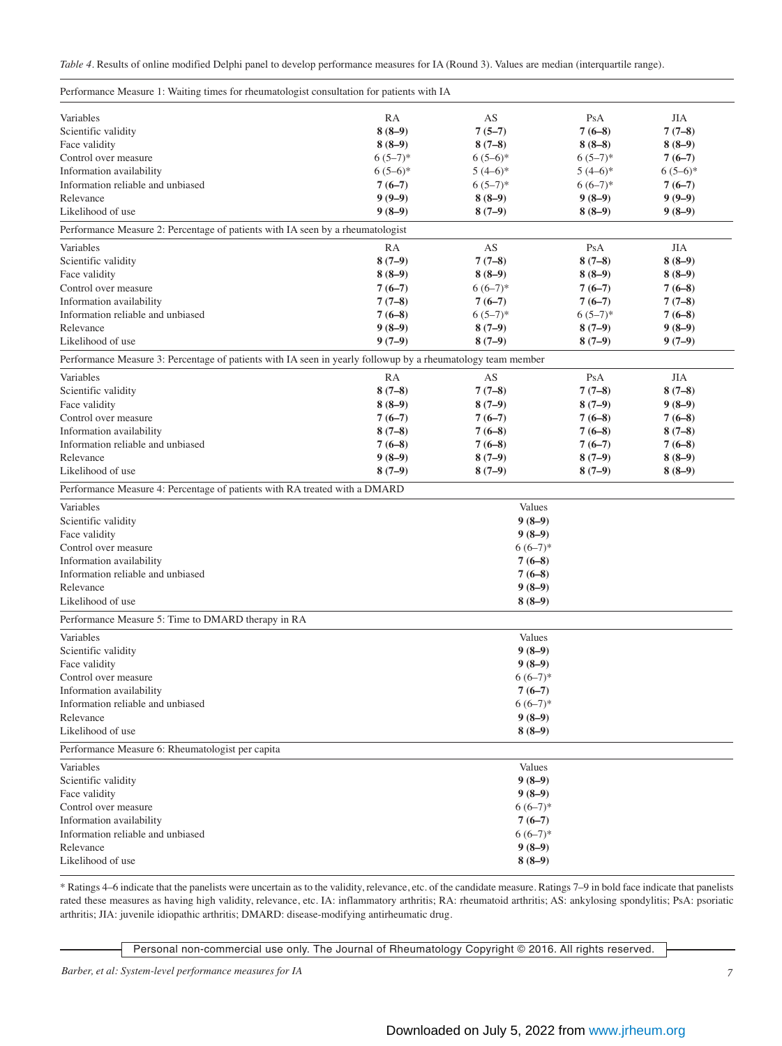*Table 4*. Results of online modified Delphi panel to develop performance measures for IA (Round 3). Values are median (interquartile range).

| Performance Measure 1: Waiting times for rheumatologist consultation for patients with IA | | | | |
|---|---|---|---|---|
| Variables | RA | AS | PsA | JIA |
| Scientific validity | **8 (8–9)** | **7 (5–7)** | **7 (6–8)** | **7 (7–8)** |
| Face validity | **8 (8–9)** | **8 (7–8)** | **8 (8–8)** | **8 (8–9)** |
| Control over measure | 6 (5–7)* | 6 (5–6)* | 6 (5–7)* | **7 (6–7)** |
| Information availability | 6 (5–6)* | 5 (4–6)* | 5 (4–6)* | 6 (5–6)* |
| Information reliable and unbiased | **7 (6–7)** | 6 (5–7)* | 6 (6–7)* | **7 (6–7)** |
| Relevance | **9 (9–9)** | **8 (8–9)** | **9 (8–9)** | **9 (9–9)** |
| Likelihood of use | **9 (8–9)** | **8 (7–9)** | **8 (8–9)** | **9 (8–9)** |

| Performance Measure 2: Percentage of patients with IA seen by a rheumatologist | | | | |
|---|---|---|---|---|
| Variables | RA | AS | PsA | JIA |
| Scientific validity | **8 (7–9)** | **7 (7–8)** | **8 (7–8)** | **8 (8–9)** |
| Face validity | **8 (8–9)** | **8 (8–9)** | **8 (8–9)** | **8 (8–9)** |
| Control over measure | **7 (6–7)** | 6 (6–7)* | **7 (6–7)** | **7 (6–8)** |
| Information availability | **7 (7–8)** | **7 (6–7)** | **7 (6–7)** | **7 (7–8)** |
| Information reliable and unbiased | **7 (6–8)** | 6 (5–7)* | 6 (5–7)* | **7 (6–8)** |
| Relevance | **9 (8–9)** | **8 (7–9)** | **8 (7–9)** | **9 (8–9)** |
| Likelihood of use | **9 (7–9)** | **8 (7–9)** | **8 (7–9)** | **9 (7–9)** |

| Performance Measure 3: Percentage of patients with IA seen in yearly followup by a rheumatology team member | | | | |
|---|---|---|---|---|
| Variables | RA | AS | PsA | JIA |
| Scientific validity | **8 (7–8)** | **7 (7–8)** | **7 (7–8)** | **8 (7–8)** |
| Face validity | **8 (8–9)** | **8 (7–9)** | **8 (7–9)** | **9 (8–9)** |
| Control over measure | **7 (6–7)** | **7 (6–7)** | **7 (6–8)** | **7 (6–8)** |
| Information availability | **8 (7–8)** | **7 (6–8)** | **7 (6–8)** | **8 (7–8)** |
| Information reliable and unbiased | **7 (6–8)** | **7 (6–8)** | **7 (6–7)** | **7 (6–8)** |
| Relevance | **9 (8–9)** | **8 (7–9)** | **8 (7–9)** | **8 (8–9)** |
| Likelihood of use | **8 (7–9)** | **8 (7–9)** | **8 (7–9)** | **8 (8–9)** |

| Performance Measure 4: Percentage of patients with RA treated with a DMARD | |
|---|---|
| Variables | Values |
| Scientific validity | **9 (8–9)** |
| Face validity | **9 (8–9)** |
| Control over measure | 6 (6–7)* |
| Information availability | **7 (6–8)** |
| Information reliable and unbiased | **7 (6–8)** |
| Relevance | **9 (8–9)** |
| Likelihood of use | **8 (8–9)** |

| Performance Measure 5: Time to DMARD therapy in RA | |
|---|---|
| Variables | Values |
| Scientific validity | **9 (8–9)** |
| Face validity | **9 (8–9)** |
| Control over measure | 6 (6–7)* |
| Information availability | **7 (6–7)** |
| Information reliable and unbiased | 6 (6–7)* |
| Relevance | **9 (8–9)** |
| Likelihood of use | **8 (8–9)** |

| Performance Measure 6: Rheumatologist per capita | |
|---|---|
| Variables | Values |
| Scientific validity | **9 (8–9)** |
| Face validity | **9 (8–9)** |
| Control over measure | 6 (6–7)* |
| Information availability | **7 (6–7)** |
| Information reliable and unbiased | 6 (6–7)* |
| Relevance | **9 (8–9)** |
| Likelihood of use | **8 (8–9)** |

* Ratings 4–6 indicate that the panelists were uncertain as to the validity, relevance, etc. of the candidate measure. Ratings 7–9 in bold face indicate that panelists rated these measures as having high validity, relevance, etc. IA: inflammatory arthritis; RA: rheumatoid arthritis; AS: ankylosing spondylitis; PsA: psoriatic arthritis; JIA: juvenile idiopathic arthritis; DMARD: disease-modifying antirheumatic drug.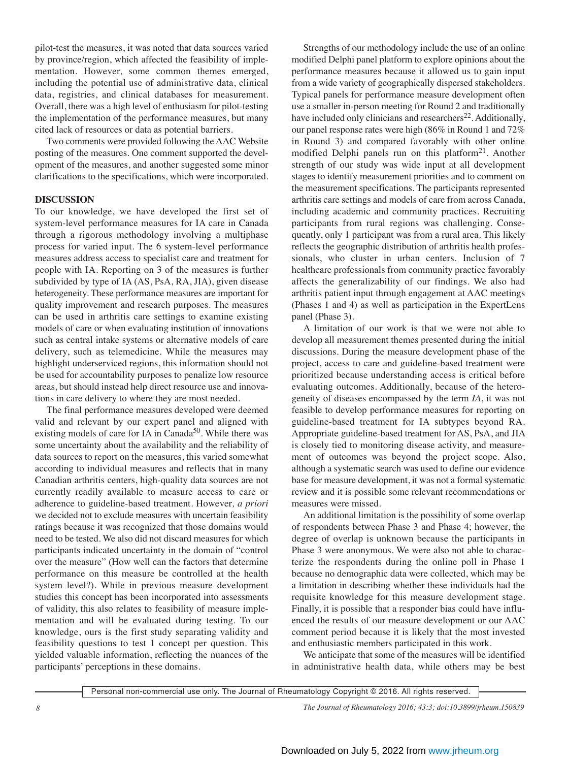pilot-test the measures, it was noted that data sources varied by province/region, which affected the feasibility of implementation. However, some common themes emerged, including the potential use of administrative data, clinical data, registries, and clinical databases for measurement. Overall, there was a high level of enthusiasm for pilot-testing the implementation of the performance measures, but many cited lack of resources or data as potential barriers.

Two comments were provided following the AAC Website posting of the measures. One comment supported the development of the measures, and another suggested some minor clarifications to the specifications, which were incorporated.

## DISCUSSION

To our knowledge, we have developed the first set of system-level performance measures for IA care in Canada through a rigorous methodology involving a multiphase process for varied input. The 6 system-level performance measures address access to specialist care and treatment for people with IA. Reporting on 3 of the measures is further subdivided by type of IA (AS, PsA, RA, JIA), given disease heterogeneity. These performance measures are important for quality improvement and research purposes. The measures can be used in arthritis care settings to examine existing models of care or when evaluating institution of innovations such as central intake systems or alternative models of care delivery, such as telemedicine. While the measures may highlight underserviced regions, this information should not be used for accountability purposes to penalize low resource areas, but should instead help direct resource use and innovations in care delivery to where they are most needed.

The final performance measures developed were deemed valid and relevant by our expert panel and aligned with existing models of care for IA in Canada[50]. While there was some uncertainty about the availability and the reliability of data sources to report on the measures, this varied somewhat according to individual measures and reflects that in many Canadian arthritis centers, high-quality data sources are not currently readily available to measure access to care or adherence to guideline-based treatment. However, *a priori* we decided not to exclude measures with uncertain feasibility ratings because it was recognized that those domains would need to be tested. We also did not discard measures for which participants indicated uncertainty in the domain of "control over the measure" (How well can the factors that determine performance on this measure be controlled at the health system level?). While in previous measure development studies this concept has been incorporated into assessments of validity, this also relates to feasibility of measure implementation and will be evaluated during testing. To our knowledge, ours is the first study separating validity and feasibility questions to test 1 concept per question. This yielded valuable information, reflecting the nuances of the participants' perceptions in these domains.

Strengths of our methodology include the use of an online modified Delphi panel platform to explore opinions about the performance measures because it allowed us to gain input from a wide variety of geographically dispersed stakeholders. Typical panels for performance measure development often use a smaller in-person meeting for Round 2 and traditionally have included only clinicians and researchers[22]. Additionally, our panel response rates were high (86% in Round 1 and 72% in Round 3) and compared favorably with other online modified Delphi panels run on this platform[21]. Another strength of our study was wide input at all development stages to identify measurement priorities and to comment on the measurement specifications. The participants represented arthritis care settings and models of care from across Canada, including academic and community practices. Recruiting participants from rural regions was challenging. Consequently, only 1 participant was from a rural area. This likely reflects the geographic distribution of arthritis health professionals, who cluster in urban centers. Inclusion of 7 healthcare professionals from community practice favorably affects the generalizability of our findings. We also had arthritis patient input through engagement at AAC meetings (Phases 1 and 4) as well as participation in the ExpertLens panel (Phase 3).

A limitation of our work is that we were not able to develop all measurement themes presented during the initial discussions. During the measure development phase of the project, access to care and guideline-based treatment were prioritized because understanding access is critical before evaluating outcomes. Additionally, because of the heterogeneity of diseases encompassed by the term *IA*, it was not feasible to develop performance measures for reporting on guideline-based treatment for IA subtypes beyond RA. Appropriate guideline-based treatment for AS, PsA, and JIA is closely tied to monitoring disease activity, and measurement of outcomes was beyond the project scope. Also, although a systematic search was used to define our evidence base for measure development, it was not a formal systematic review and it is possible some relevant recommendations or measures were missed.

An additional limitation is the possibility of some overlap of respondents between Phase 3 and Phase 4; however, the degree of overlap is unknown because the participants in Phase 3 were anonymous. We were also not able to characterize the respondents during the online poll in Phase 1 because no demographic data were collected, which may be a limitation in describing whether these individuals had the requisite knowledge for this measure development stage. Finally, it is possible that a responder bias could have influenced the results of our measure development or our AAC comment period because it is likely that the most invested and enthusiastic members participated in this work.

We anticipate that some of the measures will be identified in administrative health data, while others may be best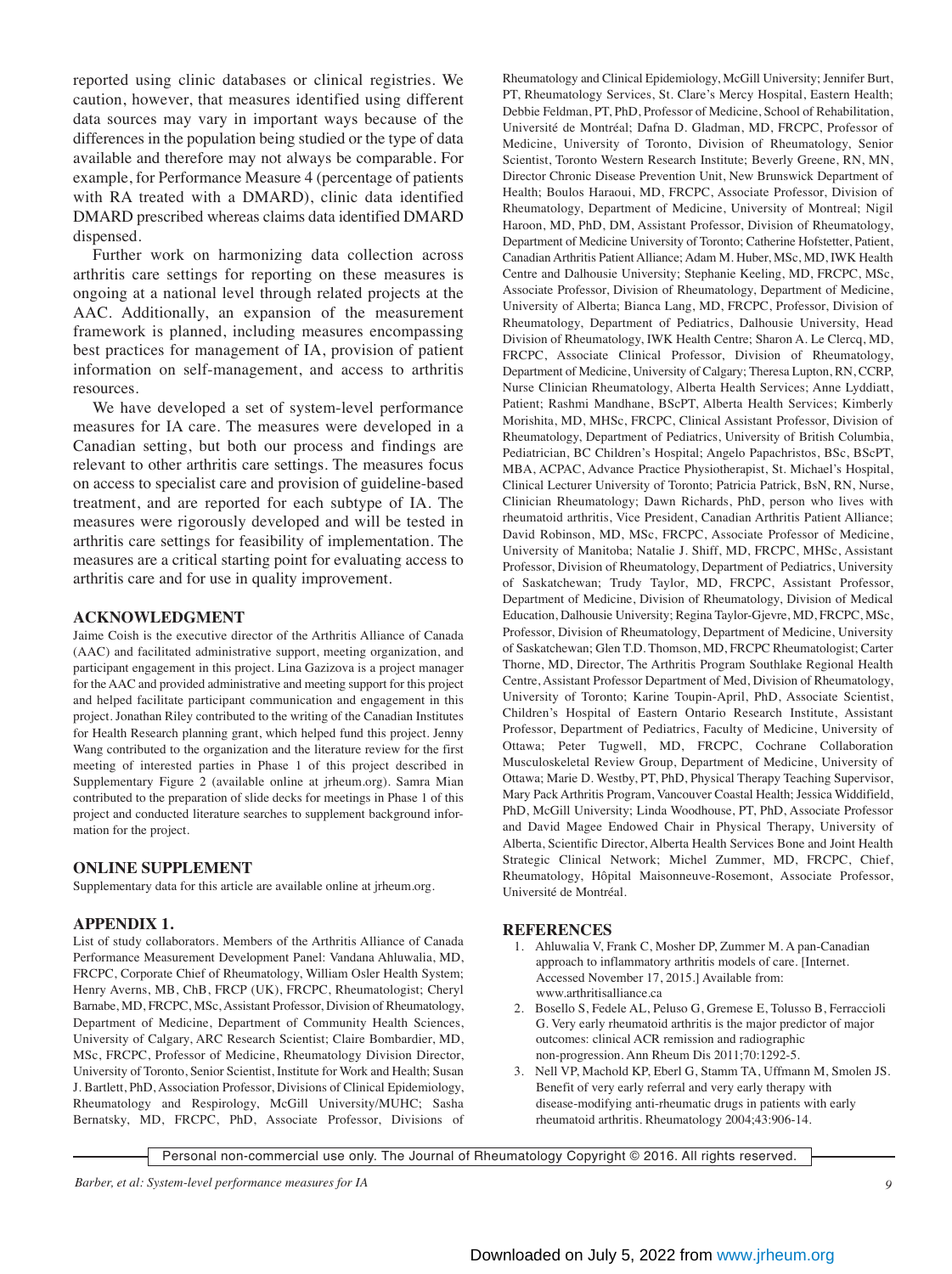reported using clinic databases or clinical registries. We caution, however, that measures identified using different data sources may vary in important ways because of the differences in the population being studied or the type of data available and therefore may not always be comparable. For example, for Performance Measure 4 (percentage of patients with RA treated with a DMARD), clinic data identified DMARD prescribed whereas claims data identified DMARD dispensed.

Further work on harmonizing data collection across arthritis care settings for reporting on these measures is ongoing at a national level through related projects at the AAC. Additionally, an expansion of the measurement framework is planned, including measures encompassing best practices for management of IA, provision of patient information on self-management, and access to arthritis resources.

We have developed a set of system-level performance measures for IA care. The measures were developed in a Canadian setting, but both our process and findings are relevant to other arthritis care settings. The measures focus on access to specialist care and provision of guideline-based treatment, and are reported for each subtype of IA. The measures were rigorously developed and will be tested in arthritis care settings for feasibility of implementation. The measures are a critical starting point for evaluating access to arthritis care and for use in quality improvement.

## ACKNOWLEDGMENT

Jaime Coish is the executive director of the Arthritis Alliance of Canada (AAC) and facilitated administrative support, meeting organization, and participant engagement in this project. Lina Gazizova is a project manager for the AAC and provided administrative and meeting support for this project and helped facilitate participant communication and engagement in this project. Jonathan Riley contributed to the writing of the Canadian Institutes for Health Research planning grant, which helped fund this project. Jenny Wang contributed to the organization and the literature review for the first meeting of interested parties in Phase 1 of this project described in Supplementary Figure 2 (available online at jrheum.org). Samra Mian contributed to the preparation of slide decks for meetings in Phase 1 of this project and conducted literature searches to supplement background information for the project.

## ONLINE SUPPLEMENT

Supplementary data for this article are available online at jrheum.org.

## APPENDIX 1.

List of study collaborators. Members of the Arthritis Alliance of Canada Performance Measurement Development Panel: Vandana Ahluwalia, MD, FRCPC, Corporate Chief of Rheumatology, William Osler Health System; Henry Averns, MB, ChB, FRCP (UK), FRCPC, Rheumatologist; Cheryl Barnabe, MD, FRCPC, MSc, Assistant Professor, Division of Rheumatology, Department of Medicine, Department of Community Health Sciences, University of Calgary, ARC Research Scientist; Claire Bombardier, MD, MSc, FRCPC, Professor of Medicine, Rheumatology Division Director, University of Toronto, Senior Scientist, Institute for Work and Health; Susan J. Bartlett, PhD, Association Professor, Divisions of Clinical Epidemiology, Rheumatology and Respirology, McGill University/MUHC; Sasha Bernatsky, MD, FRCPC, PhD, Associate Professor, Divisions of Rheumatology and Clinical Epidemiology, McGill University; Jennifer Burt, PT, Rheumatology Services, St. Clare's Mercy Hospital, Eastern Health; Debbie Feldman, PT, PhD, Professor of Medicine, School of Rehabilitation, Université de Montréal; Dafna D. Gladman, MD, FRCPC, Professor of Medicine, University of Toronto, Division of Rheumatology, Senior Scientist, Toronto Western Research Institute; Beverly Greene, RN, MN, Director Chronic Disease Prevention Unit, New Brunswick Department of Health; Boulos Haraoui, MD, FRCPC, Associate Professor, Division of Rheumatology, Department of Medicine, University of Montreal; Nigil Haroon, MD, PhD, DM, Assistant Professor, Division of Rheumatology, Department of Medicine University of Toronto; Catherine Hofstetter, Patient, Canadian Arthritis Patient Alliance; Adam M. Huber, MSc, MD, IWK Health Centre and Dalhousie University; Stephanie Keeling, MD, FRCPC, MSc, Associate Professor, Division of Rheumatology, Department of Medicine, University of Alberta; Bianca Lang, MD, FRCPC, Professor, Division of Rheumatology, Department of Pediatrics, Dalhousie University, Head Division of Rheumatology, IWK Health Centre; Sharon A. Le Clercq, MD, FRCPC, Associate Clinical Professor, Division of Rheumatology, Department of Medicine, University of Calgary; Theresa Lupton, RN, CCRP, Nurse Clinician Rheumatology, Alberta Health Services; Anne Lyddiatt, Patient; Rashmi Mandhane, BScPT, Alberta Health Services; Kimberly Morishita, MD, MHSc, FRCPC, Clinical Assistant Professor, Division of Rheumatology, Department of Pediatrics, University of British Columbia, Pediatrician, BC Children's Hospital; Angelo Papachristos, BSc, BScPT, MBA, ACPAC, Advance Practice Physiotherapist, St. Michael's Hospital, Clinical Lecturer University of Toronto; Patricia Patrick, BsN, RN, Nurse, Clinician Rheumatology; Dawn Richards, PhD, person who lives with rheumatoid arthritis, Vice President, Canadian Arthritis Patient Alliance; David Robinson, MD, MSc, FRCPC, Associate Professor of Medicine, University of Manitoba; Natalie J. Shiff, MD, FRCPC, MHSc, Assistant Professor, Division of Rheumatology, Department of Pediatrics, University of Saskatchewan; Trudy Taylor, MD, FRCPC, Assistant Professor, Department of Medicine, Division of Rheumatology, Division of Medical Education, Dalhousie University; Regina Taylor-Gjevre, MD, FRCPC, MSc, Professor, Division of Rheumatology, Department of Medicine, University of Saskatchewan; Glen T.D. Thomson, MD, FRCPC Rheumatologist; Carter Thorne, MD, Director, The Arthritis Program Southlake Regional Health Centre, Assistant Professor Department of Med, Division of Rheumatology, University of Toronto; Karine Toupin-April, PhD, Associate Scientist, Children's Hospital of Eastern Ontario Research Institute, Assistant Professor, Department of Pediatrics, Faculty of Medicine, University of Ottawa; Peter Tugwell, MD, FRCPC, Cochrane Collaboration Musculoskeletal Review Group, Department of Medicine, University of Ottawa; Marie D. Westby, PT, PhD, Physical Therapy Teaching Supervisor, Mary Pack Arthritis Program, Vancouver Coastal Health; Jessica Widdifield, PhD, McGill University; Linda Woodhouse, PT, PhD, Associate Professor and David Magee Endowed Chair in Physical Therapy, University of Alberta, Scientific Director, Alberta Health Services Bone and Joint Health Strategic Clinical Network; Michel Zummer, MD, FRCPC, Chief, Rheumatology, Hôpital Maisonneuve-Rosemont, Associate Professor, Université de Montréal.

## REFERENCES

1. Ahluwalia V, Frank C, Mosher DP, Zummer M. A pan-Canadian approach to inflammatory arthritis models of care. [Internet. Accessed November 17, 2015.] Available from: www.arthritisalliance.ca
2. Bosello S, Fedele AL, Peluso G, Gremese E, Tolusso B, Ferraccioli G. Very early rheumatoid arthritis is the major predictor of major outcomes: clinical ACR remission and radiographic non-progression. Ann Rheum Dis 2011;70:1292-5.
3. Nell VP, Machold KP, Eberl G, Stamm TA, Uffmann M, Smolen JS. Benefit of very early referral and very early therapy with disease-modifying anti-rheumatic drugs in patients with early rheumatoid arthritis. Rheumatology 2004;43:906-14.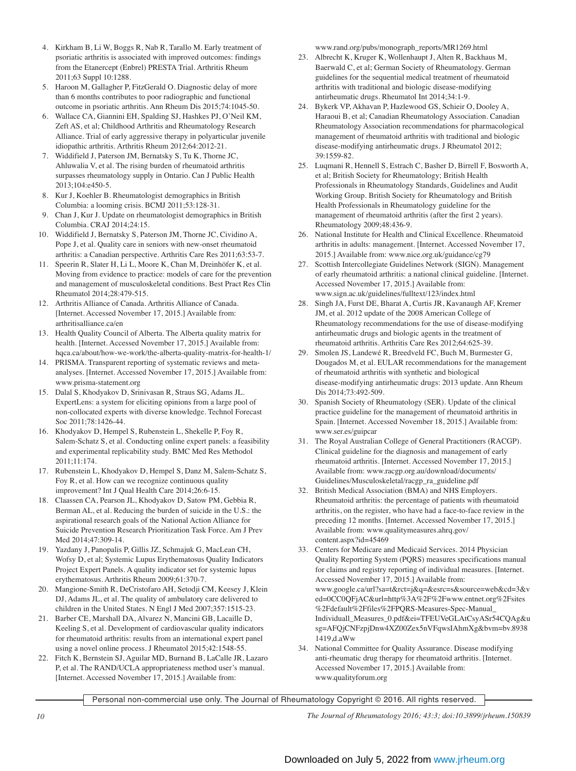4. Kirkham B, Li W, Boggs R, Nab R, Tarallo M. Early treatment of psoriatic arthritis is associated with improved outcomes: findings from the Etanercept (Enbrel) PRESTA Trial. Arthritis Rheum 2011;63 Suppl 10:1288.
5. Haroon M, Gallagher P, FitzGerald O. Diagnostic delay of more than 6 months contributes to poor radiographic and functional outcome in psoriatic arthritis. Ann Rheum Dis 2015;74:1045-50.
6. Wallace CA, Giannini EH, Spalding SJ, Hashkes PJ, O'Neil KM, Zeft AS, et al; Childhood Arthritis and Rheumatology Research Alliance. Trial of early aggressive therapy in polyarticular juvenile idiopathic arthritis. Arthritis Rheum 2012;64:2012-21.
7. Widdifield J, Paterson JM, Bernatsky S, Tu K, Thorne JC, Ahluwalia V, et al. The rising burden of rheumatoid arthritis surpasses rheumatology supply in Ontario. Can J Public Health 2013;104:e450-5.
8. Kur J, Koehler B. Rheumatologist demographics in British Columbia: a looming crisis. BCMJ 2011;53:128-31.
9. Chan J, Kur J. Update on rheumatologist demographics in British Columbia. CRAJ 2014;24:15.
10. Widdifield J, Bernatsky S, Paterson JM, Thorne JC, Cividino A, Pope J, et al. Quality care in seniors with new-onset rheumatoid arthritis: a Canadian perspective. Arthritis Care Res 2011;63:53-7.
11. Speerin R, Slater H, Li L, Moore K, Chan M, Dreinhöfer K, et al. Moving from evidence to practice: models of care for the prevention and management of musculoskeletal conditions. Best Pract Res Clin Rheumatol 2014;28:479-515.
12. Arthritis Alliance of Canada. Arthritis Alliance of Canada. [Internet. Accessed November 17, 2015.] Available from: arthritisalliance.ca/en
13. Health Quality Council of Alberta. The Alberta quality matrix for health. [Internet. Accessed November 17, 2015.] Available from: hqca.ca/about/how-we-work/the-alberta-quality-matrix-for-health-1/
14. PRISMA. Transparent reporting of systematic reviews and meta-analyses. [Internet. Accessed November 17, 2015.] Available from: www.prisma-statement.org
15. Dalal S, Khodyakov D, Srinivasan R, Straus SG, Adams JL. ExpertLens: a system for eliciting opinions from a large pool of non-collocated experts with diverse knowledge. Technol Forecast Soc 2011;78:1426-44.
16. Khodyakov D, Hempel S, Rubenstein L, Shekelle P, Foy R, Salem-Schatz S, et al. Conducting online expert panels: a feasibility and experimental replicability study. BMC Med Res Methodol 2011;11:174.
17. Rubenstein L, Khodyakov D, Hempel S, Danz M, Salem-Schatz S, Foy R, et al. How can we recognize continuous quality improvement? Int J Qual Health Care 2014;26:6-15.
18. Claassen CA, Pearson JL, Khodyakov D, Satow PM, Gebbia R, Berman AL, et al. Reducing the burden of suicide in the U.S.: the aspirational research goals of the National Action Alliance for Suicide Prevention Research Prioritization Task Force. Am J Prev Med 2014;47:309-14.
19. Yazdany J, Panopalis P, Gillis JZ, Schmajuk G, MacLean CH, Wofsy D, et al; Systemic Lupus Erythematosus Quality Indicators Project Expert Panels. A quality indicator set for systemic lupus erythematosus. Arthritis Rheum 2009;61:370-7.
20. Mangione-Smith R, DeCristofaro AH, Setodji CM, Keesey J, Klein DJ, Adams JL, et al. The quality of ambulatory care delivered to children in the United States. N Engl J Med 2007;357:1515-23.
21. Barber CE, Marshall DA, Alvarez N, Mancini GB, Lacaille D, Keeling S, et al. Development of cardiovascular quality indicators for rheumatoid arthritis: results from an international expert panel using a novel online process. J Rheumatol 2015;42:1548-55.
22. Fitch K, Bernstein SJ, Aguilar MD, Burnand B, LaCalle JR, Lazaro P, et al. The RAND/UCLA appropriateness method user's manual. [Internet. Accessed November 17, 2015.] Available from: www.rand.org/pubs/monograph_reports/MR1269.html
23. Albrecht K, Kruger K, Wollenhaupt J, Alten R, Backhaus M, Baerwald C, et al; German Society of Rheumatology. German guidelines for the sequential medical treatment of rheumatoid arthritis with traditional and biologic disease-modifying antirheumatic drugs. Rheumatol Int 2014;34:1-9.
24. Bykerk VP, Akhavan P, Hazlewood GS, Schieir O, Dooley A, Haraoui B, et al; Canadian Rheumatology Association. Canadian Rheumatology Association recommendations for pharmacological management of rheumatoid arthritis with traditional and biologic disease-modifying antirheumatic drugs. J Rheumatol 2012; 39:1559-82.
25. Luqmani R, Hennell S, Estrach C, Basher D, Birrell F, Bosworth A, et al; British Society for Rheumatology; British Health Professionals in Rheumatology Standards, Guidelines and Audit Working Group. British Society for Rheumatology and British Health Professionals in Rheumatology guideline for the management of rheumatoid arthritis (after the first 2 years). Rheumatology 2009;48:436-9.
26. National Institute for Health and Clinical Excellence. Rheumatoid arthritis in adults: management. [Internet. Accessed November 17, 2015.] Available from: www.nice.org.uk/guidance/cg79
27. Scottish Intercollegiate Guidelines Network (SIGN). Management of early rheumatoid arthritis: a national clinical guideline. [Internet. Accessed November 17, 2015.] Available from: www.sign.ac.uk/guidelines/fulltext/123/index.html
28. Singh JA, Furst DE, Bharat A, Curtis JR, Kavanaugh AF, Kremer JM, et al. 2012 update of the 2008 American College of Rheumatology recommendations for the use of disease-modifying antirheumatic drugs and biologic agents in the treatment of rheumatoid arthritis. Arthritis Care Res 2012;64:625-39.
29. Smolen JS, Landewé R, Breedveld FC, Buch M, Burmester G, Dougados M, et al. EULAR recommendations for the management of rheumatoid arthritis with synthetic and biological disease-modifying antirheumatic drugs: 2013 update. Ann Rheum Dis 2014;73:492-509.
30. Spanish Society of Rheumatology (SER). Update of the clinical practice guideline for the management of rheumatoid arthritis in Spain. [Internet. Accessed November 18, 2015.] Available from: www.ser.es/guipcar
31. The Royal Australian College of General Practitioners (RACGP). Clinical guideline for the diagnosis and management of early rheumatoid arthritis. [Internet. Accessed November 17, 2015.] Available from: www.racgp.org.au/download/documents/Guidelines/Musculoskeletal/racgp_ra_guideline.pdf
32. British Medical Association (BMA) and NHS Employers. Rheumatoid arthritis: the percentage of patients with rheumatoid arthritis, on the register, who have had a face-to-face review in the preceding 12 months. [Internet. Accessed November 17, 2015.] Available from: www.qualitymeasures.ahrq.gov/content.aspx?id=45469
33. Centers for Medicare and Medicaid Services. 2014 Physician Quality Reporting System (PQRS) measures specifications manual for claims and registry reporting of individual measures. [Internet. Accessed November 17, 2015.] Available from: www.google.ca/url?sa=t&rct=j&q=&esrc=s&source=web&cd=3&ved=0CC0QFjAC&url=http%3A%2F%2Fwww.entnet.org%2Fsites%2Fdefault%2Ffiles%2FPQRS-Measures-Spec-Manual_Individuall_Measures_0.pdf&ei=TFEUVeGLAtCsyASr54CQAg&usg=AFQjCNFzpjDnw4XZ00Zex5nVFqwsIAhmXg&bvm=bv.89381419,d.aWw
34. National Committee for Quality Assurance. Disease modifying anti-rheumatic drug therapy for rheumatoid arthritis. [Internet. Accessed November 17, 2015.] Available from: www.qualityforum.org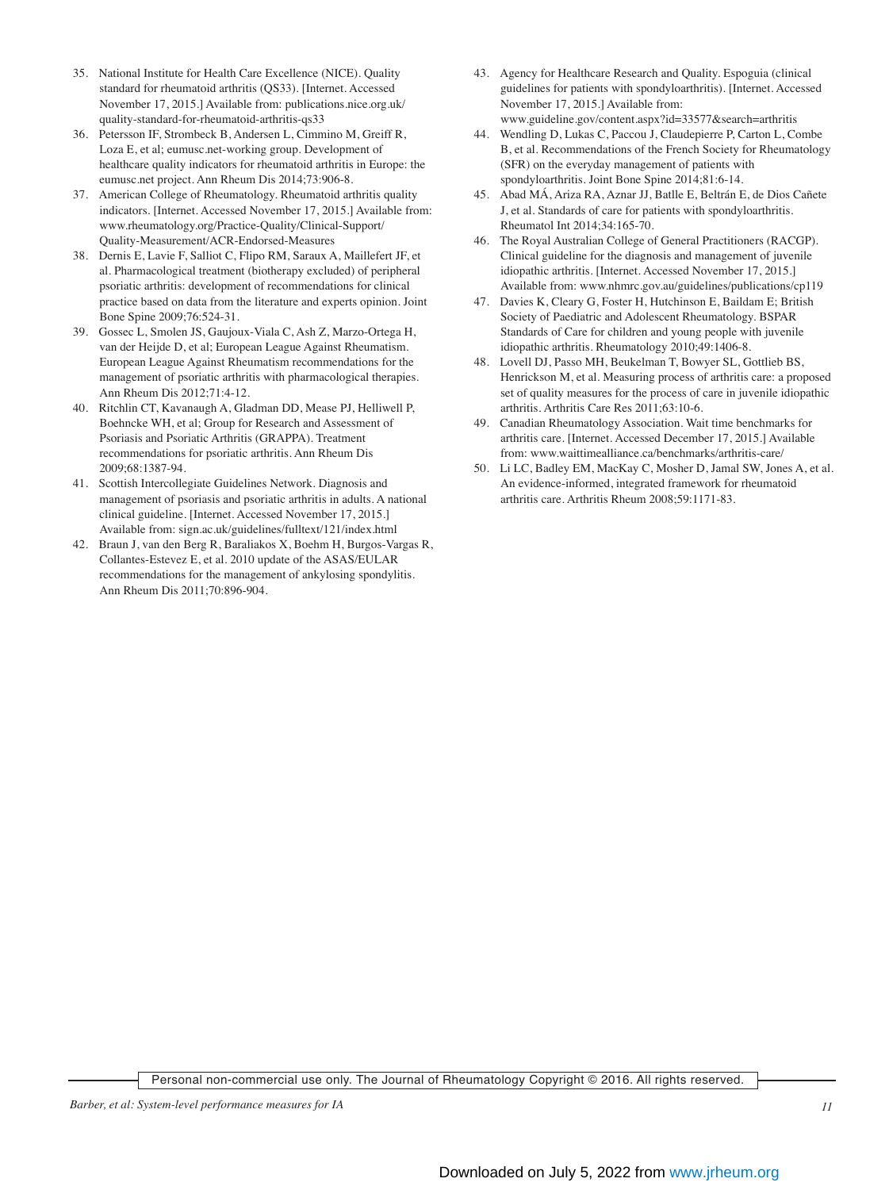35. National Institute for Health Care Excellence (NICE). Quality standard for rheumatoid arthritis (QS33). [Internet. Accessed November 17, 2015.] Available from: publications.nice.org.uk/quality-standard-for-rheumatoid-arthritis-qs33
36. Petersson IF, Strombeck B, Andersen L, Cimmino M, Greiff R, Loza E, et al; eumusc.net-working group. Development of healthcare quality indicators for rheumatoid arthritis in Europe: the eumusc.net project. Ann Rheum Dis 2014;73:906-8.
37. American College of Rheumatology. Rheumatoid arthritis quality indicators. [Internet. Accessed November 17, 2015.] Available from: www.rheumatology.org/Practice-Quality/Clinical-Support/Quality-Measurement/ACR-Endorsed-Measures
38. Dernis E, Lavie F, Salliot C, Flipo RM, Saraux A, Maillefert JF, et al. Pharmacological treatment (biotherapy excluded) of peripheral psoriatic arthritis: development of recommendations for clinical practice based on data from the literature and experts opinion. Joint Bone Spine 2009;76:524-31.
39. Gossec L, Smolen JS, Gaujoux-Viala C, Ash Z, Marzo-Ortega H, van der Heijde D, et al; European League Against Rheumatism. European League Against Rheumatism recommendations for the management of psoriatic arthritis with pharmacological therapies. Ann Rheum Dis 2012;71:4-12.
40. Ritchlin CT, Kavanaugh A, Gladman DD, Mease PJ, Helliwell P, Boehncke WH, et al; Group for Research and Assessment of Psoriasis and Psoriatic Arthritis (GRAPPA). Treatment recommendations for psoriatic arthritis. Ann Rheum Dis 2009;68:1387-94.
41. Scottish Intercollegiate Guidelines Network. Diagnosis and management of psoriasis and psoriatic arthritis in adults. A national clinical guideline. [Internet. Accessed November 17, 2015.] Available from: sign.ac.uk/guidelines/fulltext/121/index.html
42. Braun J, van den Berg R, Baraliakos X, Boehm H, Burgos-Vargas R, Collantes-Estevez E, et al. 2010 update of the ASAS/EULAR recommendations for the management of ankylosing spondylitis. Ann Rheum Dis 2011;70:896-904.
43. Agency for Healthcare Research and Quality. Espoguia (clinical guidelines for patients with spondyloarthritis). [Internet. Accessed November 17, 2015.] Available from: www.guideline.gov/content.aspx?id=33577&search=arthritis
44. Wendling D, Lukas C, Paccou J, Claudepierre P, Carton L, Combe B, et al. Recommendations of the French Society for Rheumatology (SFR) on the everyday management of patients with spondyloarthritis. Joint Bone Spine 2014;81:6-14.
45. Abad MÁ, Ariza RA, Aznar JJ, Batlle E, Beltrán E, de Dios Cañete J, et al. Standards of care for patients with spondyloarthritis. Rheumatol Int 2014;34:165-70.
46. The Royal Australian College of General Practitioners (RACGP). Clinical guideline for the diagnosis and management of juvenile idiopathic arthritis. [Internet. Accessed November 17, 2015.] Available from: www.nhmrc.gov.au/guidelines/publications/cp119
47. Davies K, Cleary G, Foster H, Hutchinson E, Baildam E; British Society of Paediatric and Adolescent Rheumatology. BSPAR Standards of Care for children and young people with juvenile idiopathic arthritis. Rheumatology 2010;49:1406-8.
48. Lovell DJ, Passo MH, Beukelman T, Bowyer SL, Gottlieb BS, Henrickson M, et al. Measuring process of arthritis care: a proposed set of quality measures for the process of care in juvenile idiopathic arthritis. Arthritis Care Res 2011;63:10-6.
49. Canadian Rheumatology Association. Wait time benchmarks for arthritis care. [Internet. Accessed December 17, 2015.] Available from: www.waittimealliance.ca/benchmarks/arthritis-care/
50. Li LC, Badley EM, MacKay C, Mosher D, Jamal SW, Jones A, et al. An evidence-informed, integrated framework for rheumatoid arthritis care. Arthritis Rheum 2008;59:1171-83.